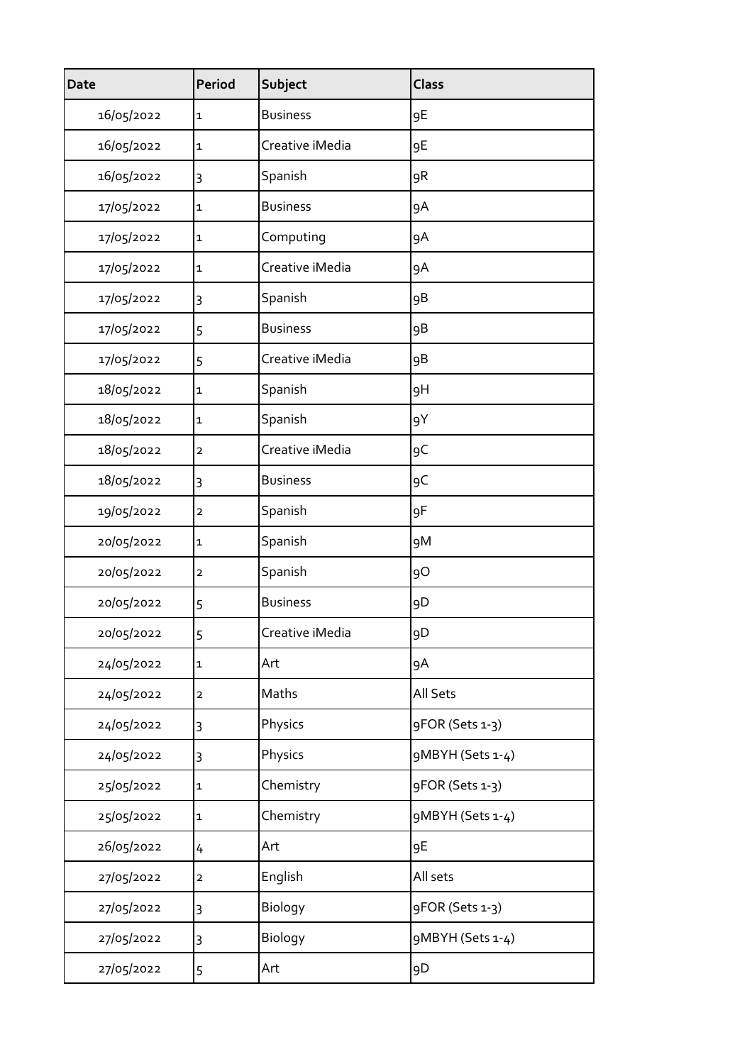| Date | Period | Subject | Class |
|---|---|---|---|
| 16/05/2022 | 1 | Business | 9E |
| 16/05/2022 | 1 | Creative iMedia | 9E |
| 16/05/2022 | 3 | Spanish | 9R |
| 17/05/2022 | 1 | Business | 9A |
| 17/05/2022 | 1 | Computing | 9A |
| 17/05/2022 | 1 | Creative iMedia | 9A |
| 17/05/2022 | 3 | Spanish | 9B |
| 17/05/2022 | 5 | Business | 9B |
| 17/05/2022 | 5 | Creative iMedia | 9B |
| 18/05/2022 | 1 | Spanish | 9H |
| 18/05/2022 | 1 | Spanish | 9Y |
| 18/05/2022 | 2 | Creative iMedia | 9C |
| 18/05/2022 | 3 | Business | 9C |
| 19/05/2022 | 2 | Spanish | 9F |
| 20/05/2022 | 1 | Spanish | 9M |
| 20/05/2022 | 2 | Spanish | 9O |
| 20/05/2022 | 5 | Business | 9D |
| 20/05/2022 | 5 | Creative iMedia | 9D |
| 24/05/2022 | 1 | Art | 9A |
| 24/05/2022 | 2 | Maths | All Sets |
| 24/05/2022 | 3 | Physics | 9FOR (Sets 1-3) |
| 24/05/2022 | 3 | Physics | 9MBYH (Sets 1-4) |
| 25/05/2022 | 1 | Chemistry | 9FOR (Sets 1-3) |
| 25/05/2022 | 1 | Chemistry | 9MBYH (Sets 1-4) |
| 26/05/2022 | 4 | Art | 9E |
| 27/05/2022 | 2 | English | All sets |
| 27/05/2022 | 3 | Biology | 9FOR (Sets 1-3) |
| 27/05/2022 | 3 | Biology | 9MBYH (Sets 1-4) |
| 27/05/2022 | 5 | Art | 9D |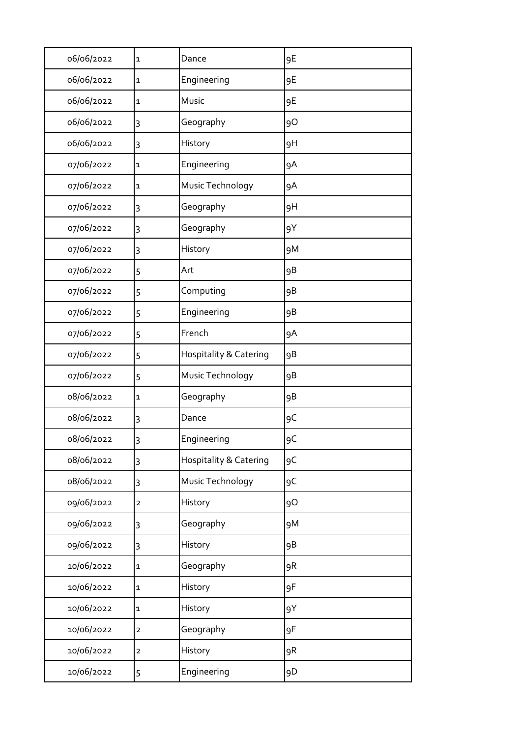| | | | |
|---|---|---|---|
| 06/06/2022 | 1 | Dance | 9E |
| 06/06/2022 | 1 | Engineering | 9E |
| 06/06/2022 | 1 | Music | 9E |
| 06/06/2022 | 3 | Geography | 9O |
| 06/06/2022 | 3 | History | 9H |
| 07/06/2022 | 1 | Engineering | 9A |
| 07/06/2022 | 1 | Music Technology | 9A |
| 07/06/2022 | 3 | Geography | 9H |
| 07/06/2022 | 3 | Geography | 9Y |
| 07/06/2022 | 3 | History | 9M |
| 07/06/2022 | 5 | Art | 9B |
| 07/06/2022 | 5 | Computing | 9B |
| 07/06/2022 | 5 | Engineering | 9B |
| 07/06/2022 | 5 | French | 9A |
| 07/06/2022 | 5 | Hospitality & Catering | 9B |
| 07/06/2022 | 5 | Music Technology | 9B |
| 08/06/2022 | 1 | Geography | 9B |
| 08/06/2022 | 3 | Dance | 9C |
| 08/06/2022 | 3 | Engineering | 9C |
| 08/06/2022 | 3 | Hospitality & Catering | 9C |
| 08/06/2022 | 3 | Music Technology | 9C |
| 09/06/2022 | 2 | History | 9O |
| 09/06/2022 | 3 | Geography | 9M |
| 09/06/2022 | 3 | History | 9B |
| 10/06/2022 | 1 | Geography | 9R |
| 10/06/2022 | 1 | History | 9F |
| 10/06/2022 | 1 | History | 9Y |
| 10/06/2022 | 2 | Geography | 9F |
| 10/06/2022 | 2 | History | 9R |
| 10/06/2022 | 5 | Engineering | 9D |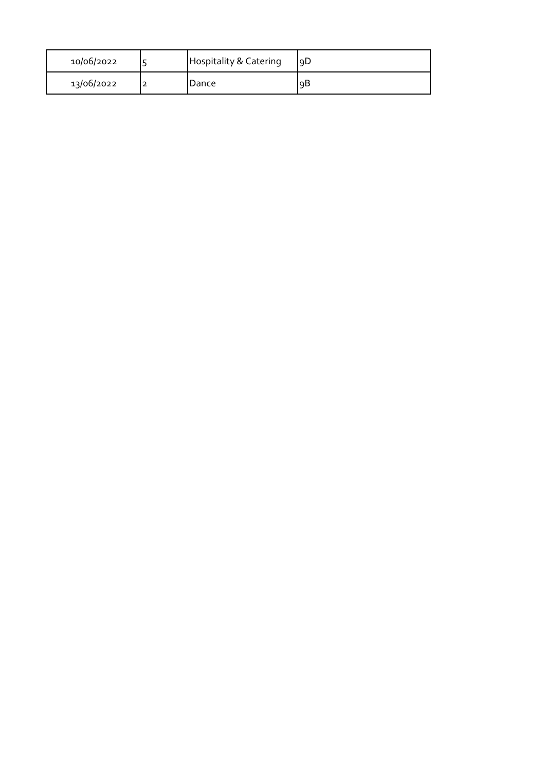| | | | |
|---|---|---|---|
| 10/06/2022 | 5 | Hospitality & Catering | 9D |
| 13/06/2022 | 2 | Dance | 9B |